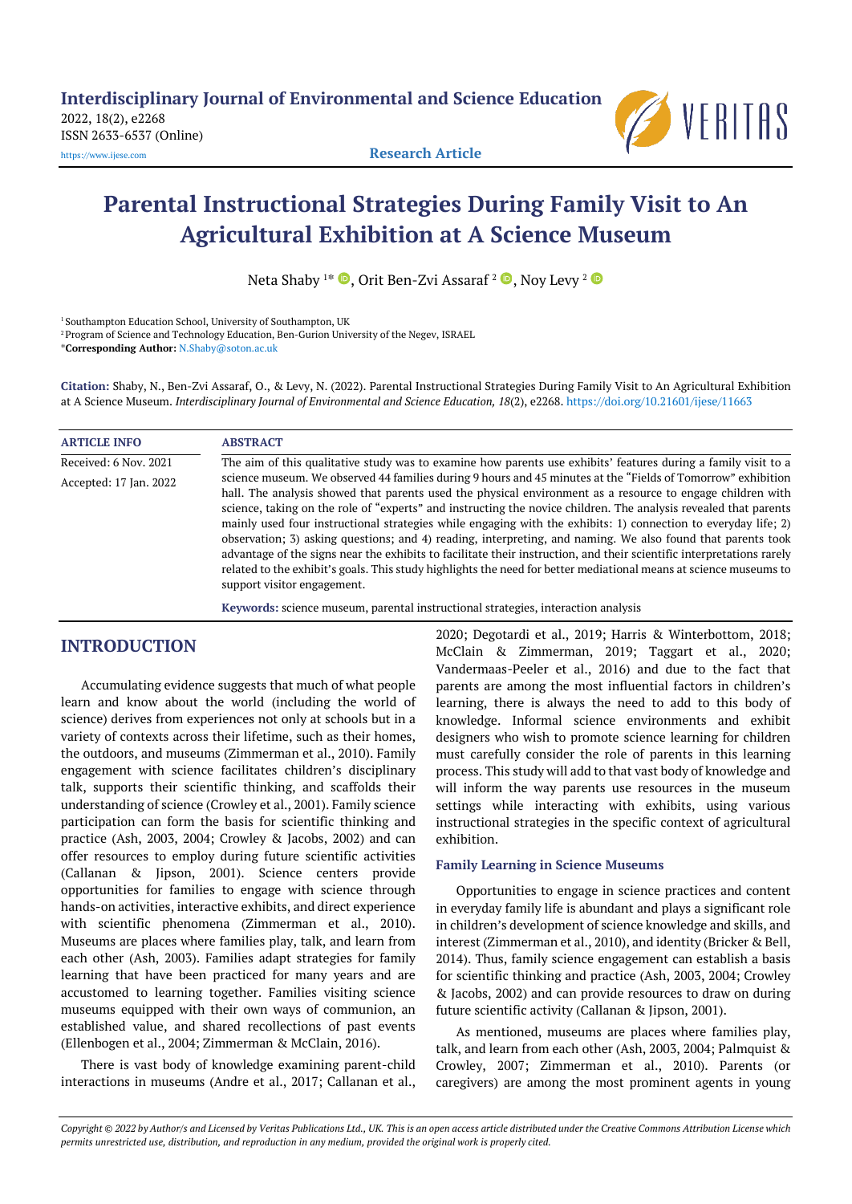**Interdisciplinary Journal of Environmental and Science Education**
2022, 18(2), e2268
ISSN 2633-6537 (Online)
https://www.ijese.com

**Research Article**

# Parental Instructional Strategies During Family Visit to An Agricultural Exhibition at A Science Museum

Neta Shaby [1*], Orit Ben-Zvi Assaraf [2], Noy Levy [2]

[1] Southampton Education School, University of Southampton, UK
[2] Program of Science and Technology Education, Ben-Gurion University of the Negev, ISRAEL
*Corresponding Author: N.Shaby@soton.ac.uk

**Citation:** Shaby, N., Ben-Zvi Assaraf, O., & Levy, N. (2022). Parental Instructional Strategies During Family Visit to An Agricultural Exhibition at A Science Museum. *Interdisciplinary Journal of Environmental and Science Education, 18*(2), e2268. https://doi.org/10.21601/ijese/11663

**ARTICLE INFO**

Received: 6 Nov. 2021
Accepted: 17 Jan. 2022

**ABSTRACT**

The aim of this qualitative study was to examine how parents use exhibits' features during a family visit to a science museum. We observed 44 families during 9 hours and 45 minutes at the "Fields of Tomorrow" exhibition hall. The analysis showed that parents used the physical environment as a resource to engage children with science, taking on the role of "experts" and instructing the novice children. The analysis revealed that parents mainly used four instructional strategies while engaging with the exhibits: 1) connection to everyday life; 2) observation; 3) asking questions; and 4) reading, interpreting, and naming. We also found that parents took advantage of the signs near the exhibits to facilitate their instruction, and their scientific interpretations rarely related to the exhibit's goals. This study highlights the need for better mediational means at science museums to support visitor engagement.

**Keywords:** science museum, parental instructional strategies, interaction analysis

## INTRODUCTION

Accumulating evidence suggests that much of what people learn and know about the world (including the world of science) derives from experiences not only at schools but in a variety of contexts across their lifetime, such as their homes, the outdoors, and museums (Zimmerman et al., 2010). Family engagement with science facilitates children's disciplinary talk, supports their scientific thinking, and scaffolds their understanding of science (Crowley et al., 2001). Family science participation can form the basis for scientific thinking and practice (Ash, 2003, 2004; Crowley & Jacobs, 2002) and can offer resources to employ during future scientific activities (Callanan & Jipson, 2001). Science centers provide opportunities for families to engage with science through hands-on activities, interactive exhibits, and direct experience with scientific phenomena (Zimmerman et al., 2010). Museums are places where families play, talk, and learn from each other (Ash, 2003). Families adapt strategies for family learning that have been practiced for many years and are accustomed to learning together. Families visiting science museums equipped with their own ways of communion, an established value, and shared recollections of past events (Ellenbogen et al., 2004; Zimmerman & McClain, 2016).

There is vast body of knowledge examining parent-child interactions in museums (Andre et al., 2017; Callanan et al., 2020; Degotardi et al., 2019; Harris & Winterbottom, 2018; McClain & Zimmerman, 2019; Taggart et al., 2020; Vandermaas-Peeler et al., 2016) and due to the fact that parents are among the most influential factors in children's learning, there is always the need to add to this body of knowledge. Informal science environments and exhibit designers who wish to promote science learning for children must carefully consider the role of parents in this learning process. This study will add to that vast body of knowledge and will inform the way parents use resources in the museum settings while interacting with exhibits, using various instructional strategies in the specific context of agricultural exhibition.

### Family Learning in Science Museums

Opportunities to engage in science practices and content in everyday family life is abundant and plays a significant role in children's development of science knowledge and skills, and interest (Zimmerman et al., 2010), and identity (Bricker & Bell, 2014). Thus, family science engagement can establish a basis for scientific thinking and practice (Ash, 2003, 2004; Crowley & Jacobs, 2002) and can provide resources to draw on during future scientific activity (Callanan & Jipson, 2001).

As mentioned, museums are places where families play, talk, and learn from each other (Ash, 2003, 2004; Palmquist & Crowley, 2007; Zimmerman et al., 2010). Parents (or caregivers) are among the most prominent agents in young

*Copyright © 2022 by Author/s and Licensed by Veritas Publications Ltd., UK. This is an open access article distributed under the Creative Commons Attribution License which permits unrestricted use, distribution, and reproduction in any medium, provided the original work is properly cited.*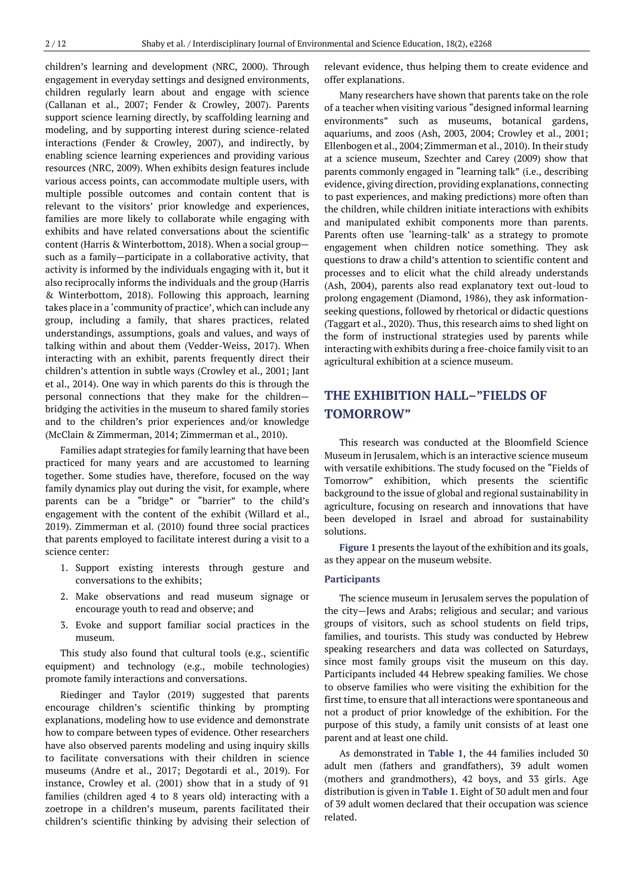children's learning and development (NRC, 2000). Through engagement in everyday settings and designed environments, children regularly learn about and engage with science (Callanan et al., 2007; Fender & Crowley, 2007). Parents support science learning directly, by scaffolding learning and modeling, and by supporting interest during science-related interactions (Fender & Crowley, 2007), and indirectly, by enabling science learning experiences and providing various resources (NRC, 2009). When exhibits design features include various access points, can accommodate multiple users, with multiple possible outcomes and contain content that is relevant to the visitors' prior knowledge and experiences, families are more likely to collaborate while engaging with exhibits and have related conversations about the scientific content (Harris & Winterbottom, 2018). When a social group—such as a family—participate in a collaborative activity, that activity is informed by the individuals engaging with it, but it also reciprocally informs the individuals and the group (Harris & Winterbottom, 2018). Following this approach, learning takes place in a 'community of practice', which can include any group, including a family, that shares practices, related understandings, assumptions, goals and values, and ways of talking within and about them (Vedder-Weiss, 2017). When interacting with an exhibit, parents frequently direct their children's attention in subtle ways (Crowley et al., 2001; Jant et al., 2014). One way in which parents do this is through the personal connections that they make for the children—bridging the activities in the museum to shared family stories and to the children's prior experiences and/or knowledge (McClain & Zimmerman, 2014; Zimmerman et al., 2010).

Families adapt strategies for family learning that have been practiced for many years and are accustomed to learning together. Some studies have, therefore, focused on the way family dynamics play out during the visit, for example, where parents can be a "bridge" or "barrier" to the child's engagement with the content of the exhibit (Willard et al., 2019). Zimmerman et al. (2010) found three social practices that parents employed to facilitate interest during a visit to a science center:

1. Support existing interests through gesture and conversations to the exhibits;
2. Make observations and read museum signage or encourage youth to read and observe; and
3. Evoke and support familiar social practices in the museum.

This study also found that cultural tools (e.g., scientific equipment) and technology (e.g., mobile technologies) promote family interactions and conversations.

Riedinger and Taylor (2019) suggested that parents encourage children's scientific thinking by prompting explanations, modeling how to use evidence and demonstrate how to compare between types of evidence. Other researchers have also observed parents modeling and using inquiry skills to facilitate conversations with their children in science museums (Andre et al., 2017; Degotardi et al., 2019). For instance, Crowley et al. (2001) show that in a study of 91 families (children aged 4 to 8 years old) interacting with a zoetrope in a children's museum, parents facilitated their children's scientific thinking by advising their selection of relevant evidence, thus helping them to create evidence and offer explanations.

Many researchers have shown that parents take on the role of a teacher when visiting various "designed informal learning environments" such as museums, botanical gardens, aquariums, and zoos (Ash, 2003, 2004; Crowley et al., 2001; Ellenbogen et al., 2004; Zimmerman et al., 2010). In their study at a science museum, Szechter and Carey (2009) show that parents commonly engaged in "learning talk" (i.e., describing evidence, giving direction, providing explanations, connecting to past experiences, and making predictions) more often than the children, while children initiate interactions with exhibits and manipulated exhibit components more than parents. Parents often use 'learning-talk' as a strategy to promote engagement when children notice something. They ask questions to draw a child's attention to scientific content and processes and to elicit what the child already understands (Ash, 2004), parents also read explanatory text out-loud to prolong engagement (Diamond, 1986), they ask information-seeking questions, followed by rhetorical or didactic questions (Taggart et al., 2020). Thus, this research aims to shed light on the form of instructional strategies used by parents while interacting with exhibits during a free-choice family visit to an agricultural exhibition at a science museum.

## THE EXHIBITION HALL–"FIELDS OF TOMORROW"

This research was conducted at the Bloomfield Science Museum in Jerusalem, which is an interactive science museum with versatile exhibitions. The study focused on the "Fields of Tomorrow" exhibition, which presents the scientific background to the issue of global and regional sustainability in agriculture, focusing on research and innovations that have been developed in Israel and abroad for sustainability solutions.

**Figure 1** presents the layout of the exhibition and its goals, as they appear on the museum website.

### Participants

The science museum in Jerusalem serves the population of the city—Jews and Arabs; religious and secular; and various groups of visitors, such as school students on field trips, families, and tourists. This study was conducted by Hebrew speaking researchers and data was collected on Saturdays, since most family groups visit the museum on this day. Participants included 44 Hebrew speaking families. We chose to observe families who were visiting the exhibition for the first time, to ensure that all interactions were spontaneous and not a product of prior knowledge of the exhibition. For the purpose of this study, a family unit consists of at least one parent and at least one child.

As demonstrated in **Table 1**, the 44 families included 30 adult men (fathers and grandfathers), 39 adult women (mothers and grandmothers), 42 boys, and 33 girls. Age distribution is given in **Table 1**. Eight of 30 adult men and four of 39 adult women declared that their occupation was science related.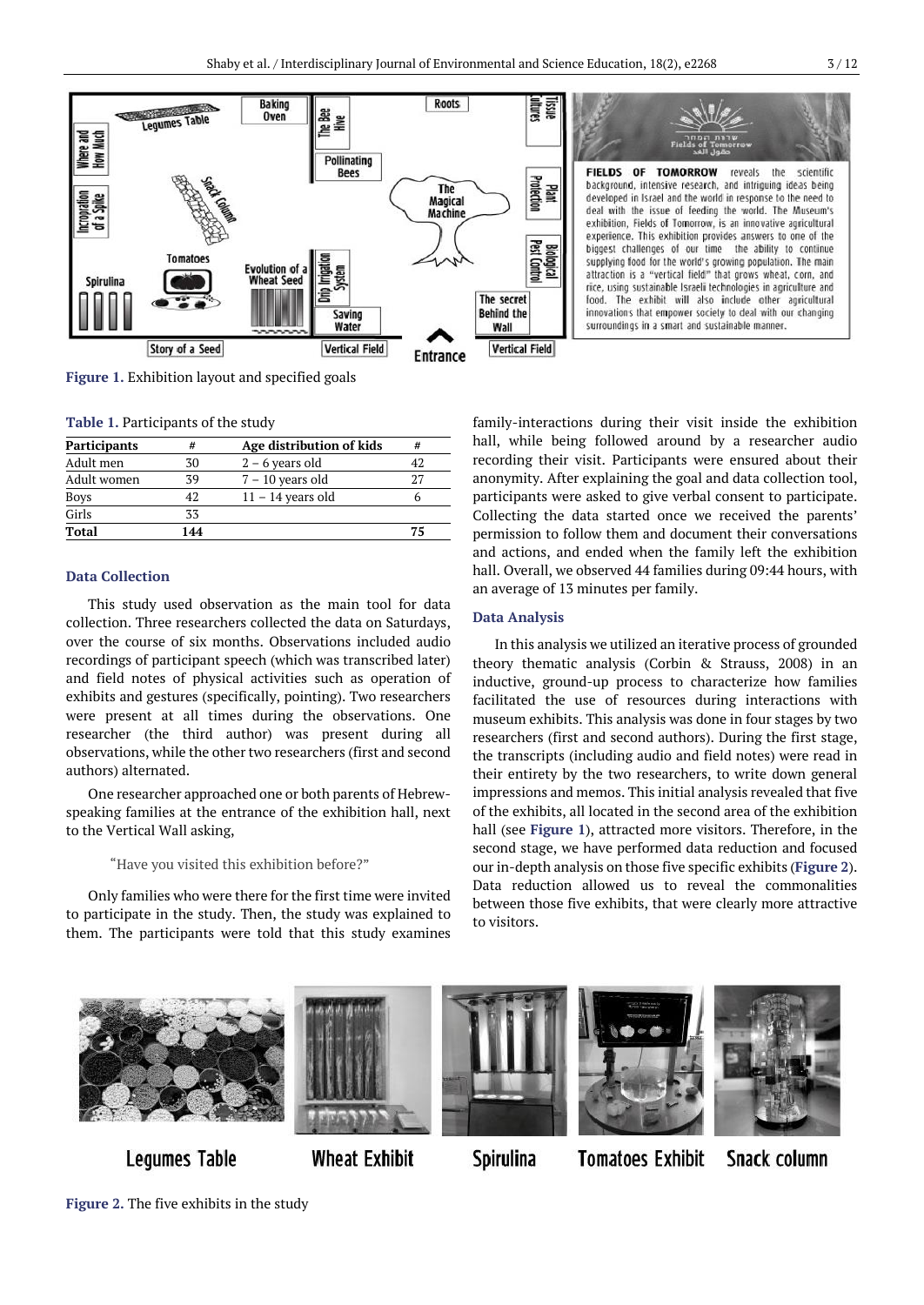Figure 1. Exhibition layout and specified goals

Table 1. Participants of the study

| Participants | # | Age distribution of kids | # |
|---|---|---|---|
| Adult men | 30 | 2 – 6 years old | 42 |
| Adult women | 39 | 7 – 10 years old | 27 |
| Boys | 42 | 11 – 14 years old | 6 |
| Girls | 33 | | |
| **Total** | **144** | | **75** |

### Data Collection

This study used observation as the main tool for data collection. Three researchers collected the data on Saturdays, over the course of six months. Observations included audio recordings of participant speech (which was transcribed later) and field notes of physical activities such as operation of exhibits and gestures (specifically, pointing). Two researchers were present at all times during the observations. One researcher (the third author) was present during all observations, while the other two researchers (first and second authors) alternated.

One researcher approached one or both parents of Hebrew-speaking families at the entrance of the exhibition hall, next to the Vertical Wall asking,

> "Have you visited this exhibition before?"

Only families who were there for the first time were invited to participate in the study. Then, the study was explained to them. The participants were told that this study examines family-interactions during their visit inside the exhibition hall, while being followed around by a researcher audio recording their visit. Participants were ensured about their anonymity. After explaining the goal and data collection tool, participants were asked to give verbal consent to participate. Collecting the data started once we received the parents' permission to follow them and document their conversations and actions, and ended when the family left the exhibition hall. Overall, we observed 44 families during 09:44 hours, with an average of 13 minutes per family.

### Data Analysis

In this analysis we utilized an iterative process of grounded theory thematic analysis (Corbin & Strauss, 2008) in an inductive, ground-up process to characterize how families facilitated the use of resources during interactions with museum exhibits. This analysis was done in four stages by two researchers (first and second authors). During the first stage, the transcripts (including audio and field notes) were read in their entirety by the two researchers, to write down general impressions and memos. This initial analysis revealed that five of the exhibits, all located in the second area of the exhibition hall (see **Figure 1**), attracted more visitors. Therefore, in the second stage, we have performed data reduction and focused our in-depth analysis on those five specific exhibits (**Figure 2**). Data reduction allowed us to reveal the commonalities between those five exhibits, that were clearly more attractive to visitors.

Figure 2. The five exhibits in the study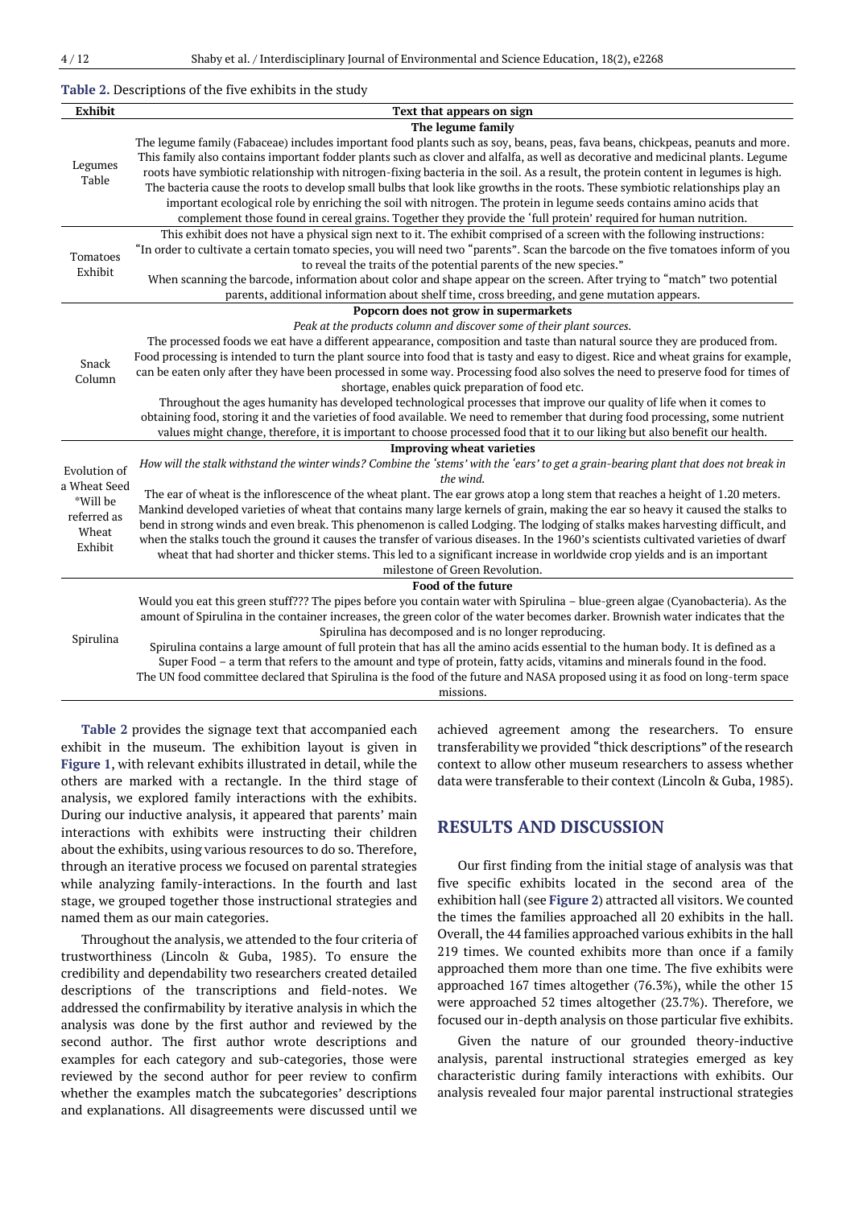**Table 2.** Descriptions of the five exhibits in the study

| Exhibit | Text that appears on sign |
|---|---|
| Legumes Table | **The legume family**<br>The legume family (Fabaceae) includes important food plants such as soy, beans, peas, fava beans, chickpeas, peanuts and more. This family also contains important fodder plants such as clover and alfalfa, as well as decorative and medicinal plants. Legume roots have symbiotic relationship with nitrogen-fixing bacteria in the soil. As a result, the protein content in legumes is high. The bacteria cause the roots to develop small bulbs that look like growths in the roots. These symbiotic relationships play an important ecological role by enriching the soil with nitrogen. The protein in legume seeds contains amino acids that complement those found in cereal grains. Together they provide the 'full protein' required for human nutrition. |
| Tomatoes Exhibit | This exhibit does not have a physical sign next to it. The exhibit comprised of a screen with the following instructions: "In order to cultivate a certain tomato species, you will need two "parents". Scan the barcode on the five tomatoes inform of you to reveal the traits of the potential parents of the new species."<br>When scanning the barcode, information about color and shape appear on the screen. After trying to "match" two potential parents, additional information about shelf time, cross breeding, and gene mutation appears. |
| Snack Column | **Popcorn does not grow in supermarkets**<br>*Peak at the products column and discover some of their plant sources.*<br>The processed foods we eat have a different appearance, composition and taste than natural source they are produced from. Food processing is intended to turn the plant source into food that is tasty and easy to digest. Rice and wheat grains for example, can be eaten only after they have been processed in some way. Processing food also solves the need to preserve food for times of shortage, enables quick preparation of food etc.<br>Throughout the ages humanity has developed technological processes that improve our quality of life when it comes to obtaining food, storing it and the varieties of food available. We need to remember that during food processing, some nutrient values might change, therefore, it is important to choose processed food that it to our liking but also benefit our health. |
| Evolution of a Wheat Seed *Will be referred as Wheat Exhibit | **Improving wheat varieties**<br>*How will the stalk withstand the winter winds? Combine the 'stems' with the 'ears' to get a grain-bearing plant that does not break in the wind.*<br>The ear of wheat is the inflorescence of the wheat plant. The ear grows atop a long stem that reaches a height of 1.20 meters. Mankind developed varieties of wheat that contains many large kernels of grain, making the ear so heavy it caused the stalks to bend in strong winds and even break. This phenomenon is called Lodging. The lodging of stalks makes harvesting difficult, and when the stalks touch the ground it causes the transfer of various diseases. In the 1960's scientists cultivated varieties of dwarf wheat that had shorter and thicker stems. This led to a significant increase in worldwide crop yields and is an important milestone of Green Revolution. |
| Spirulina | **Food of the future**<br>Would you eat this green stuff??? The pipes before you contain water with Spirulina – blue-green algae (Cyanobacteria). As the amount of Spirulina in the container increases, the green color of the water becomes darker. Brownish water indicates that the Spirulina has decomposed and is no longer reproducing.<br>Spirulina contains a large amount of full protein that has all the amino acids essential to the human body. It is defined as a Super Food – a term that refers to the amount and type of protein, fatty acids, vitamins and minerals found in the food. The UN food committee declared that Spirulina is the food of the future and NASA proposed using it as food on long-term space missions. |

**Table 2** provides the signage text that accompanied each exhibit in the museum. The exhibition layout is given in **Figure 1**, with relevant exhibits illustrated in detail, while the others are marked with a rectangle. In the third stage of analysis, we explored family interactions with the exhibits. During our inductive analysis, it appeared that parents' main interactions with exhibits were instructing their children about the exhibits, using various resources to do so. Therefore, through an iterative process we focused on parental strategies while analyzing family-interactions. In the fourth and last stage, we grouped together those instructional strategies and named them as our main categories.

Throughout the analysis, we attended to the four criteria of trustworthiness (Lincoln & Guba, 1985). To ensure the credibility and dependability two researchers created detailed descriptions of the transcriptions and field-notes. We addressed the confirmability by iterative analysis in which the analysis was done by the first author and reviewed by the second author. The first author wrote descriptions and examples for each category and sub-categories, those were reviewed by the second author for peer review to confirm whether the examples match the subcategories' descriptions and explanations. All disagreements were discussed until we achieved agreement among the researchers. To ensure transferability we provided "thick descriptions" of the research context to allow other museum researchers to assess whether data were transferable to their context (Lincoln & Guba, 1985).

## RESULTS AND DISCUSSION

Our first finding from the initial stage of analysis was that five specific exhibits located in the second area of the exhibition hall (see **Figure 2**) attracted all visitors. We counted the times the families approached all 20 exhibits in the hall. Overall, the 44 families approached various exhibits in the hall 219 times. We counted exhibits more than once if a family approached them more than one time. The five exhibits were approached 167 times altogether (76.3%), while the other 15 were approached 52 times altogether (23.7%). Therefore, we focused our in-depth analysis on those particular five exhibits.

Given the nature of our grounded theory-inductive analysis, parental instructional strategies emerged as key characteristic during family interactions with exhibits. Our analysis revealed four major parental instructional strategies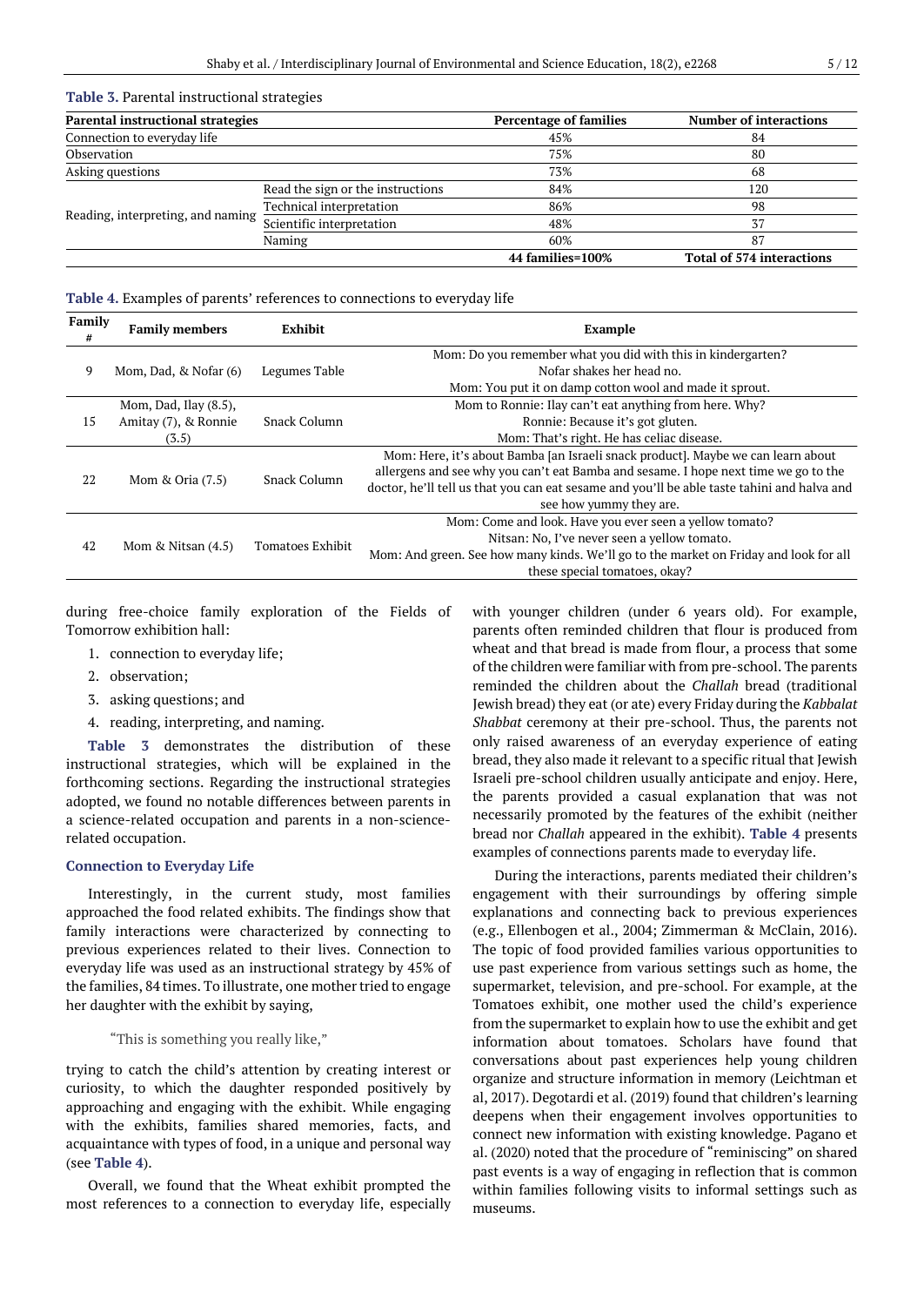**Table 3.** Parental instructional strategies

| Parental instructional strategies | | Percentage of families | Number of interactions |
|---|---|---|---|
| Connection to everyday life | | 45% | 84 |
| Observation | | 75% | 80 |
| Asking questions | | 73% | 68 |
| Reading, interpreting, and naming | Read the sign or the instructions | 84% | 120 |
| | Technical interpretation | 86% | 98 |
| | Scientific interpretation | 48% | 37 |
| | Naming | 60% | 87 |
| | | **44 families=100%** | **Total of 574 interactions** |

**Table 4.** Examples of parents' references to connections to everyday life

| Family # | Family members | Exhibit | Example |
|---|---|---|---|
| 9 | Mom, Dad, & Nofar (6) | Legumes Table | Mom: Do you remember what you did with this in kindergarten?<br>Nofar shakes her head no.<br>Mom: You put it on damp cotton wool and made it sprout. |
| 15 | Mom, Dad, Ilay (8.5), Amitay (7), & Ronnie (3.5) | Snack Column | Mom to Ronnie: Ilay can't eat anything from here. Why?<br>Ronnie: Because it's got gluten.<br>Mom: That's right. He has celiac disease. |
| 22 | Mom & Oria (7.5) | Snack Column | Mom: Here, it's about Bamba [an Israeli snack product]. Maybe we can learn about allergens and see why you can't eat Bamba and sesame. I hope next time we go to the doctor, he'll tell us that you can eat sesame and you'll be able taste tahini and halva and see how yummy they are. |
| 42 | Mom & Nitsan (4.5) | Tomatoes Exhibit | Mom: Come and look. Have you ever seen a yellow tomato?<br>Nitsan: No, I've never seen a yellow tomato.<br>Mom: And green. See how many kinds. We'll go to the market on Friday and look for all these special tomatoes, okay? |

during free-choice family exploration of the Fields of Tomorrow exhibition hall:

1. connection to everyday life;
2. observation;
3. asking questions; and
4. reading, interpreting, and naming.

**Table 3** demonstrates the distribution of these instructional strategies, which will be explained in the forthcoming sections. Regarding the instructional strategies adopted, we found no notable differences between parents in a science-related occupation and parents in a non-science-related occupation.

### Connection to Everyday Life

Interestingly, in the current study, most families approached the food related exhibits. The findings show that family interactions were characterized by connecting to previous experiences related to their lives. Connection to everyday life was used as an instructional strategy by 45% of the families, 84 times. To illustrate, one mother tried to engage her daughter with the exhibit by saying,

> "This is something you really like,"

trying to catch the child's attention by creating interest or curiosity, to which the daughter responded positively by approaching and engaging with the exhibit. While engaging with the exhibits, families shared memories, facts, and acquaintance with types of food, in a unique and personal way (see **Table 4**).

Overall, we found that the Wheat exhibit prompted the most references to a connection to everyday life, especially with younger children (under 6 years old). For example, parents often reminded children that flour is produced from wheat and that bread is made from flour, a process that some of the children were familiar with from pre-school. The parents reminded the children about the *Challah* bread (traditional Jewish bread) they eat (or ate) every Friday during the *Kabbalat Shabbat* ceremony at their pre-school. Thus, the parents not only raised awareness of an everyday experience of eating bread, they also made it relevant to a specific ritual that Jewish Israeli pre-school children usually anticipate and enjoy. Here, the parents provided a casual explanation that was not necessarily promoted by the features of the exhibit (neither bread nor *Challah* appeared in the exhibit). **Table 4** presents examples of connections parents made to everyday life.

During the interactions, parents mediated their children's engagement with their surroundings by offering simple explanations and connecting back to previous experiences (e.g., Ellenbogen et al., 2004; Zimmerman & McClain, 2016). The topic of food provided families various opportunities to use past experience from various settings such as home, the supermarket, television, and pre-school. For example, at the Tomatoes exhibit, one mother used the child's experience from the supermarket to explain how to use the exhibit and get information about tomatoes. Scholars have found that conversations about past experiences help young children organize and structure information in memory (Leichtman et al, 2017). Degotardi et al. (2019) found that children's learning deepens when their engagement involves opportunities to connect new information with existing knowledge. Pagano et al. (2020) noted that the procedure of "reminiscing" on shared past events is a way of engaging in reflection that is common within families following visits to informal settings such as museums.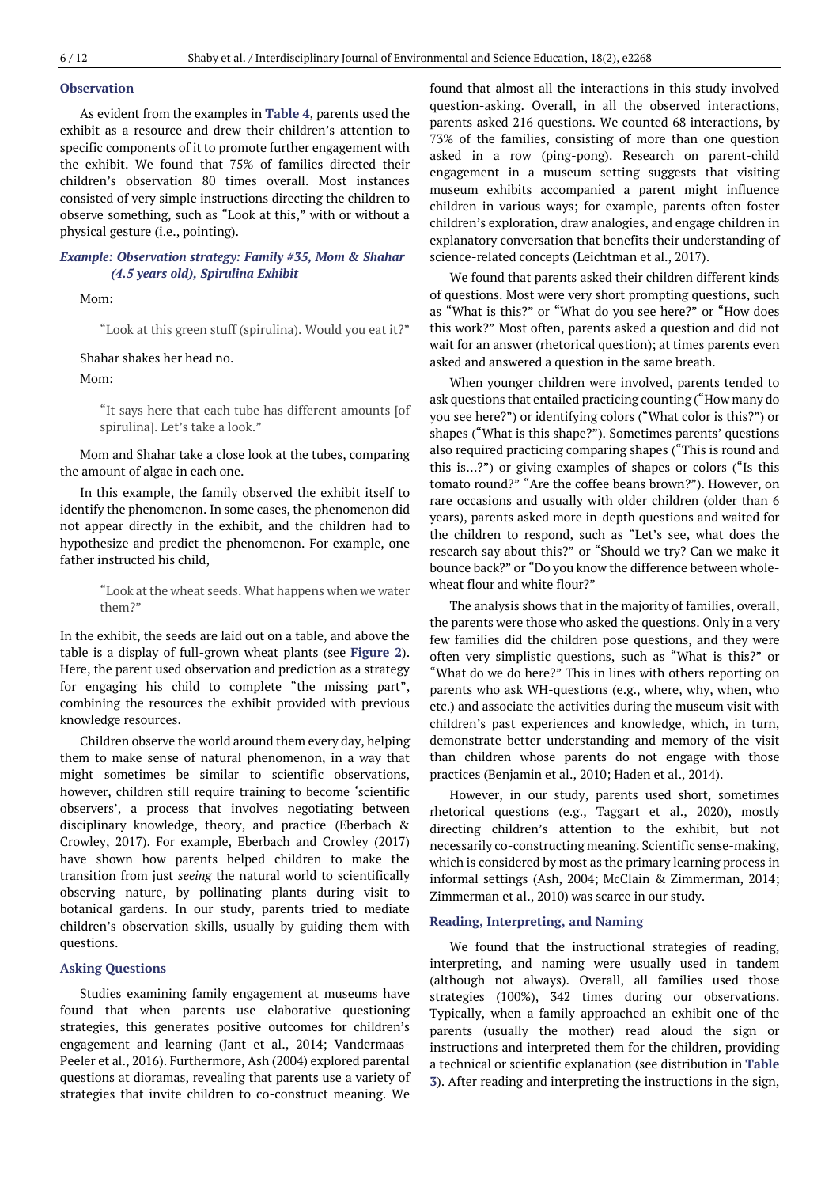### Observation

As evident from the examples in **Table 4**, parents used the exhibit as a resource and drew their children's attention to specific components of it to promote further engagement with the exhibit. We found that 75% of families directed their children's observation 80 times overall. Most instances consisted of very simple instructions directing the children to observe something, such as "Look at this," with or without a physical gesture (i.e., pointing).

***Example: Observation strategy: Family #35, Mom & Shahar (4.5 years old), Spirulina Exhibit***

Mom:

> "Look at this green stuff (spirulina). Would you eat it?"

Shahar shakes her head no.

Mom:

> "It says here that each tube has different amounts [of spirulina]. Let's take a look."

Mom and Shahar take a close look at the tubes, comparing the amount of algae in each one.

In this example, the family observed the exhibit itself to identify the phenomenon. In some cases, the phenomenon did not appear directly in the exhibit, and the children had to hypothesize and predict the phenomenon. For example, one father instructed his child,

> "Look at the wheat seeds. What happens when we water them?"

In the exhibit, the seeds are laid out on a table, and above the table is a display of full-grown wheat plants (see **Figure 2**). Here, the parent used observation and prediction as a strategy for engaging his child to complete "the missing part", combining the resources the exhibit provided with previous knowledge resources.

Children observe the world around them every day, helping them to make sense of natural phenomenon, in a way that might sometimes be similar to scientific observations, however, children still require training to become 'scientific observers', a process that involves negotiating between disciplinary knowledge, theory, and practice (Eberbach & Crowley, 2017). For example, Eberbach and Crowley (2017) have shown how parents helped children to make the transition from just *seeing* the natural world to scientifically observing nature, by pollinating plants during visit to botanical gardens. In our study, parents tried to mediate children's observation skills, usually by guiding them with questions.

### Asking Questions

Studies examining family engagement at museums have found that when parents use elaborative questioning strategies, this generates positive outcomes for children's engagement and learning (Jant et al., 2014; Vandermaas-Peeler et al., 2016). Furthermore, Ash (2004) explored parental questions at dioramas, revealing that parents use a variety of strategies that invite children to co-construct meaning. We found that almost all the interactions in this study involved question-asking. Overall, in all the observed interactions, parents asked 216 questions. We counted 68 interactions, by 73% of the families, consisting of more than one question asked in a row (ping-pong). Research on parent-child engagement in a museum setting suggests that visiting museum exhibits accompanied a parent might influence children in various ways; for example, parents often foster children's exploration, draw analogies, and engage children in explanatory conversation that benefits their understanding of science-related concepts (Leichtman et al., 2017).

We found that parents asked their children different kinds of questions. Most were very short prompting questions, such as "What is this?" or "What do you see here?" or "How does this work?" Most often, parents asked a question and did not wait for an answer (rhetorical question); at times parents even asked and answered a question in the same breath.

When younger children were involved, parents tended to ask questions that entailed practicing counting ("How many do you see here?") or identifying colors ("What color is this?") or shapes ("What is this shape?"). Sometimes parents' questions also required practicing comparing shapes ("This is round and this is...?") or giving examples of shapes or colors ("Is this tomato round?" "Are the coffee beans brown?"). However, on rare occasions and usually with older children (older than 6 years), parents asked more in-depth questions and waited for the children to respond, such as "Let's see, what does the research say about this?" or "Should we try? Can we make it bounce back?" or "Do you know the difference between whole-wheat flour and white flour?"

The analysis shows that in the majority of families, overall, the parents were those who asked the questions. Only in a very few families did the children pose questions, and they were often very simplistic questions, such as "What is this?" or "What do we do here?" This in lines with others reporting on parents who ask WH-questions (e.g., where, why, when, who etc.) and associate the activities during the museum visit with children's past experiences and knowledge, which, in turn, demonstrate better understanding and memory of the visit than children whose parents do not engage with those practices (Benjamin et al., 2010; Haden et al., 2014).

However, in our study, parents used short, sometimes rhetorical questions (e.g., Taggart et al., 2020), mostly directing children's attention to the exhibit, but not necessarily co-constructing meaning. Scientific sense-making, which is considered by most as the primary learning process in informal settings (Ash, 2004; McClain & Zimmerman, 2014; Zimmerman et al., 2010) was scarce in our study.

### Reading, Interpreting, and Naming

We found that the instructional strategies of reading, interpreting, and naming were usually used in tandem (although not always). Overall, all families used those strategies (100%), 342 times during our observations. Typically, when a family approached an exhibit one of the parents (usually the mother) read aloud the sign or instructions and interpreted them for the children, providing a technical or scientific explanation (see distribution in **Table 3**). After reading and interpreting the instructions in the sign,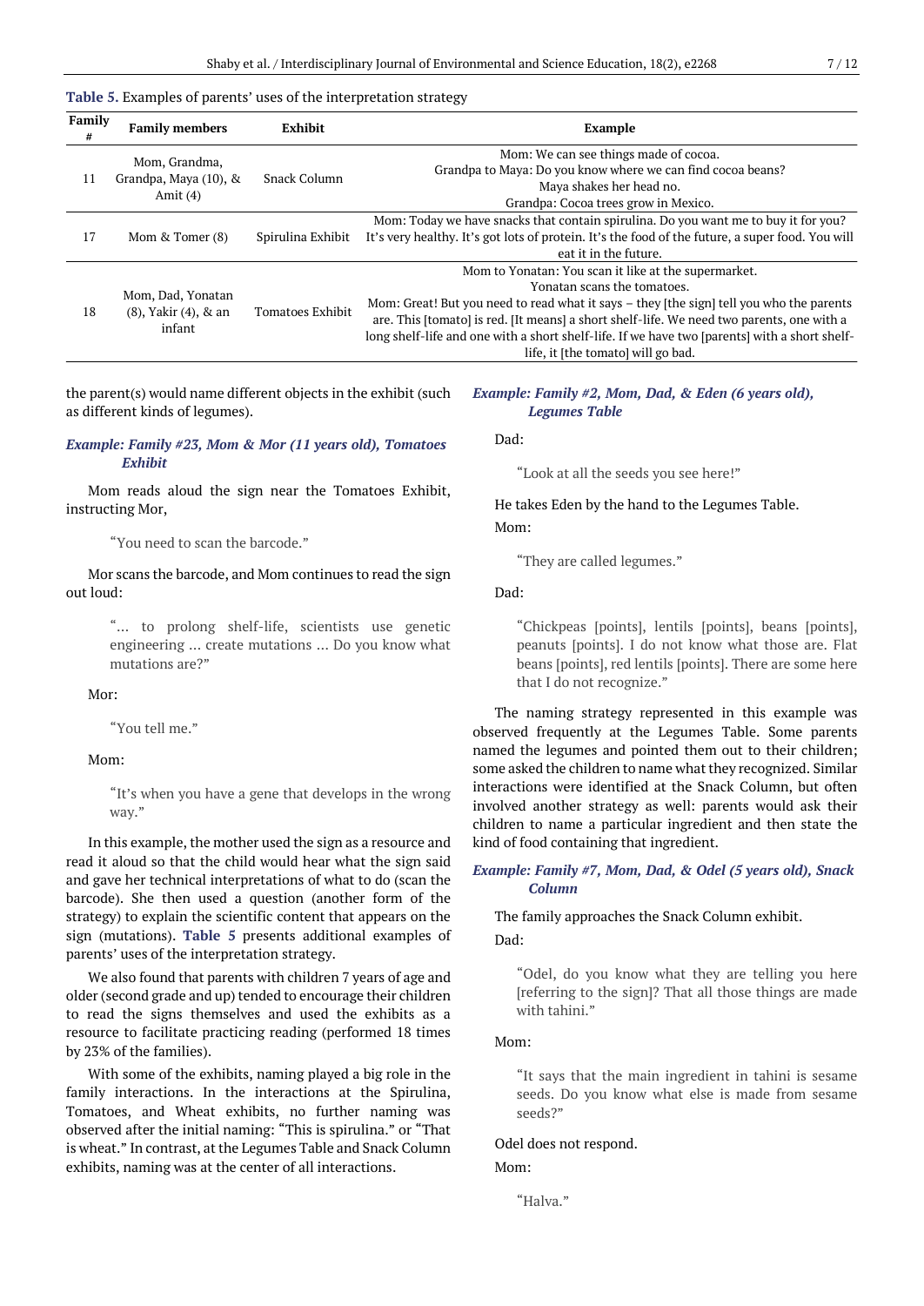**Table 5.** Examples of parents' uses of the interpretation strategy

| Family # | Family members | Exhibit | Example |
|---|---|---|---|
| 11 | Mom, Grandma, Grandpa, Maya (10), & Amit (4) | Snack Column | Mom: We can see things made of cocoa.<br>Grandpa to Maya: Do you know where we can find cocoa beans?<br>Maya shakes her head no.<br>Grandpa: Cocoa trees grow in Mexico. |
| 17 | Mom & Tomer (8) | Spirulina Exhibit | Mom: Today we have snacks that contain spirulina. Do you want me to buy it for you? It's very healthy. It's got lots of protein. It's the food of the future, a super food. You will eat it in the future. |
| 18 | Mom, Dad, Yonatan (8), Yakir (4), & an infant | Tomatoes Exhibit | Mom to Yonatan: You scan it like at the supermarket.<br>Yonatan scans the tomatoes.<br>Mom: Great! But you need to read what it says – they [the sign] tell you who the parents are. This [tomato] is red. [It means] a short shelf-life. We need two parents, one with a long shelf-life and one with a short shelf-life. If we have two [parents] with a short shelf-life, it [the tomato] will go bad. |

the parent(s) would name different objects in the exhibit (such as different kinds of legumes).

***Example: Family #23, Mom & Mor (11 years old), Tomatoes Exhibit***

Mom reads aloud the sign near the Tomatoes Exhibit, instructing Mor,

> "You need to scan the barcode."

Mor scans the barcode, and Mom continues to read the sign out loud:

> "… to prolong shelf-life, scientists use genetic engineering … create mutations … Do you know what mutations are?"

Mor:

> "You tell me."

Mom:

> "It's when you have a gene that develops in the wrong way."

In this example, the mother used the sign as a resource and read it aloud so that the child would hear what the sign said and gave her technical interpretations of what to do (scan the barcode). She then used a question (another form of the strategy) to explain the scientific content that appears on the sign (mutations). **Table 5** presents additional examples of parents' uses of the interpretation strategy.

We also found that parents with children 7 years of age and older (second grade and up) tended to encourage their children to read the signs themselves and used the exhibits as a resource to facilitate practicing reading (performed 18 times by 23% of the families).

With some of the exhibits, naming played a big role in the family interactions. In the interactions at the Spirulina, Tomatoes, and Wheat exhibits, no further naming was observed after the initial naming: "This is spirulina." or "That is wheat." In contrast, at the Legumes Table and Snack Column exhibits, naming was at the center of all interactions.

***Example: Family #2, Mom, Dad, & Eden (6 years old), Legumes Table***

Dad:

> "Look at all the seeds you see here!"

He takes Eden by the hand to the Legumes Table.

Mom:

> "They are called legumes."

Dad:

> "Chickpeas [points], lentils [points], beans [points], peanuts [points]. I do not know what those are. Flat beans [points], red lentils [points]. There are some here that I do not recognize."

The naming strategy represented in this example was observed frequently at the Legumes Table. Some parents named the legumes and pointed them out to their children; some asked the children to name what they recognized. Similar interactions were identified at the Snack Column, but often involved another strategy as well: parents would ask their children to name a particular ingredient and then state the kind of food containing that ingredient.

***Example: Family #7, Mom, Dad, & Odel (5 years old), Snack Column***

The family approaches the Snack Column exhibit.

Dad:

> "Odel, do you know what they are telling you here [referring to the sign]? That all those things are made with tahini."

Mom:

> "It says that the main ingredient in tahini is sesame seeds. Do you know what else is made from sesame seeds?"

Odel does not respond.

Mom:

> "Halva."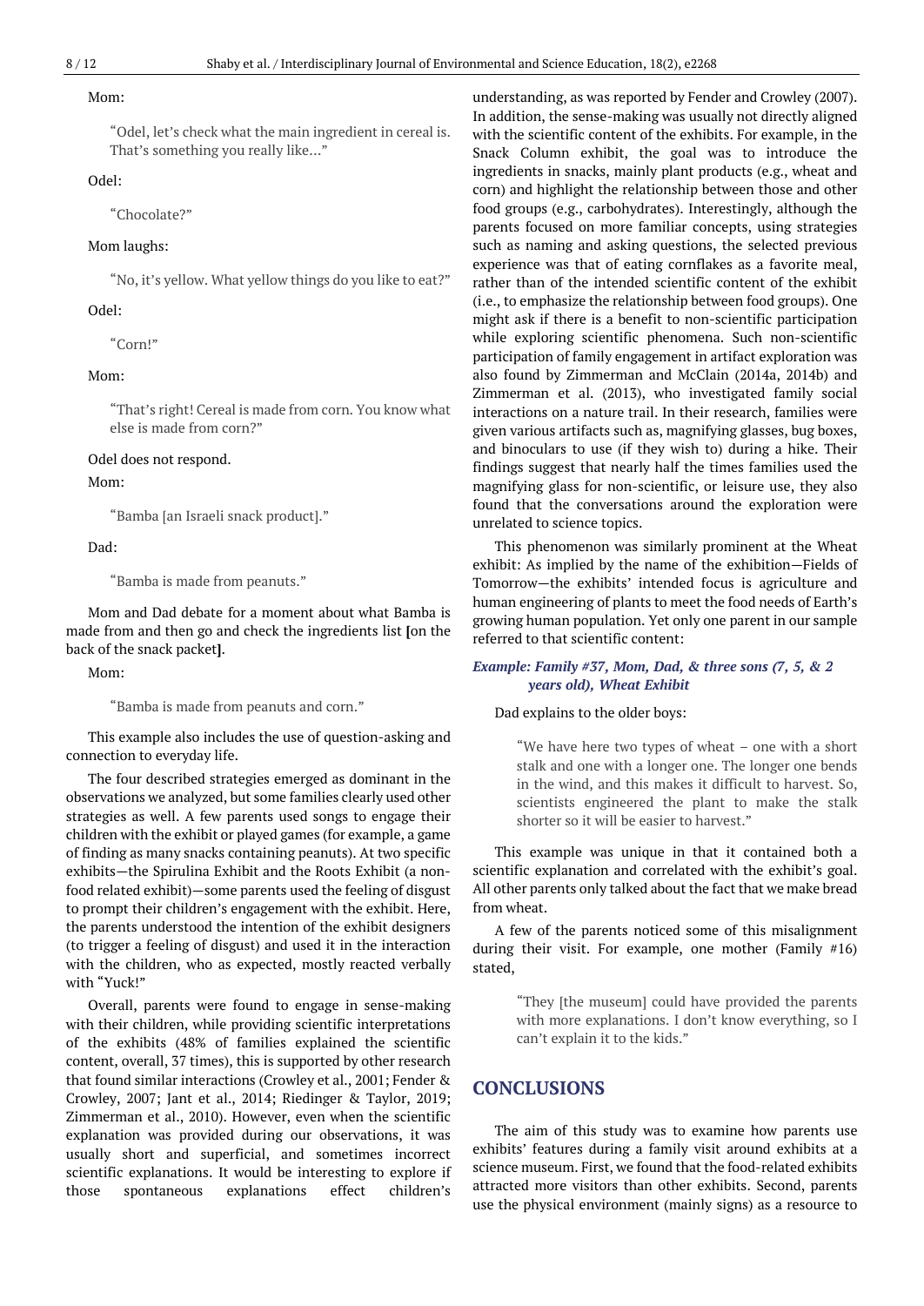Mom:

> "Odel, let's check what the main ingredient in cereal is. That's something you really like..."

Odel:

> "Chocolate?"

Mom laughs:

> "No, it's yellow. What yellow things do you like to eat?"

Odel:

> "Corn!"

Mom:

> "That's right! Cereal is made from corn. You know what else is made from corn?"

Odel does not respond.

Mom:

> "Bamba [an Israeli snack product]."

Dad:

> "Bamba is made from peanuts."

Mom and Dad debate for a moment about what Bamba is made from and then go and check the ingredients list **[**on the back of the snack packet**]**.

Mom:

> "Bamba is made from peanuts and corn."

This example also includes the use of question-asking and connection to everyday life.

The four described strategies emerged as dominant in the observations we analyzed, but some families clearly used other strategies as well. A few parents used songs to engage their children with the exhibit or played games (for example, a game of finding as many snacks containing peanuts). At two specific exhibits—the Spirulina Exhibit and the Roots Exhibit (a non-food related exhibit)—some parents used the feeling of disgust to prompt their children's engagement with the exhibit. Here, the parents understood the intention of the exhibit designers (to trigger a feeling of disgust) and used it in the interaction with the children, who as expected, mostly reacted verbally with "Yuck!"

Overall, parents were found to engage in sense-making with their children, while providing scientific interpretations of the exhibits (48% of families explained the scientific content, overall, 37 times), this is supported by other research that found similar interactions (Crowley et al., 2001; Fender & Crowley, 2007; Jant et al., 2014; Riedinger & Taylor, 2019; Zimmerman et al., 2010). However, even when the scientific explanation was provided during our observations, it was usually short and superficial, and sometimes incorrect scientific explanations. It would be interesting to explore if those spontaneous explanations effect children's understanding, as was reported by Fender and Crowley (2007). In addition, the sense-making was usually not directly aligned with the scientific content of the exhibits. For example, in the Snack Column exhibit, the goal was to introduce the ingredients in snacks, mainly plant products (e.g., wheat and corn) and highlight the relationship between those and other food groups (e.g., carbohydrates). Interestingly, although the parents focused on more familiar concepts, using strategies such as naming and asking questions, the selected previous experience was that of eating cornflakes as a favorite meal, rather than of the intended scientific content of the exhibit (i.e., to emphasize the relationship between food groups). One might ask if there is a benefit to non-scientific participation while exploring scientific phenomena. Such non-scientific participation of family engagement in artifact exploration was also found by Zimmerman and McClain (2014a, 2014b) and Zimmerman et al. (2013), who investigated family social interactions on a nature trail. In their research, families were given various artifacts such as, magnifying glasses, bug boxes, and binoculars to use (if they wish to) during a hike. Their findings suggest that nearly half the times families used the magnifying glass for non-scientific, or leisure use, they also found that the conversations around the exploration were unrelated to science topics.

This phenomenon was similarly prominent at the Wheat exhibit: As implied by the name of the exhibition—Fields of Tomorrow—the exhibits' intended focus is agriculture and human engineering of plants to meet the food needs of Earth's growing human population. Yet only one parent in our sample referred to that scientific content:

***Example: Family #37, Mom, Dad, & three sons (7, 5, & 2 years old), Wheat Exhibit***

Dad explains to the older boys:

> "We have here two types of wheat – one with a short stalk and one with a longer one. The longer one bends in the wind, and this makes it difficult to harvest. So, scientists engineered the plant to make the stalk shorter so it will be easier to harvest."

This example was unique in that it contained both a scientific explanation and correlated with the exhibit's goal. All other parents only talked about the fact that we make bread from wheat.

A few of the parents noticed some of this misalignment during their visit. For example, one mother (Family #16) stated,

> "They [the museum] could have provided the parents with more explanations. I don't know everything, so I can't explain it to the kids."

## CONCLUSIONS

The aim of this study was to examine how parents use exhibits' features during a family visit around exhibits at a science museum. First, we found that the food-related exhibits attracted more visitors than other exhibits. Second, parents use the physical environment (mainly signs) as a resource to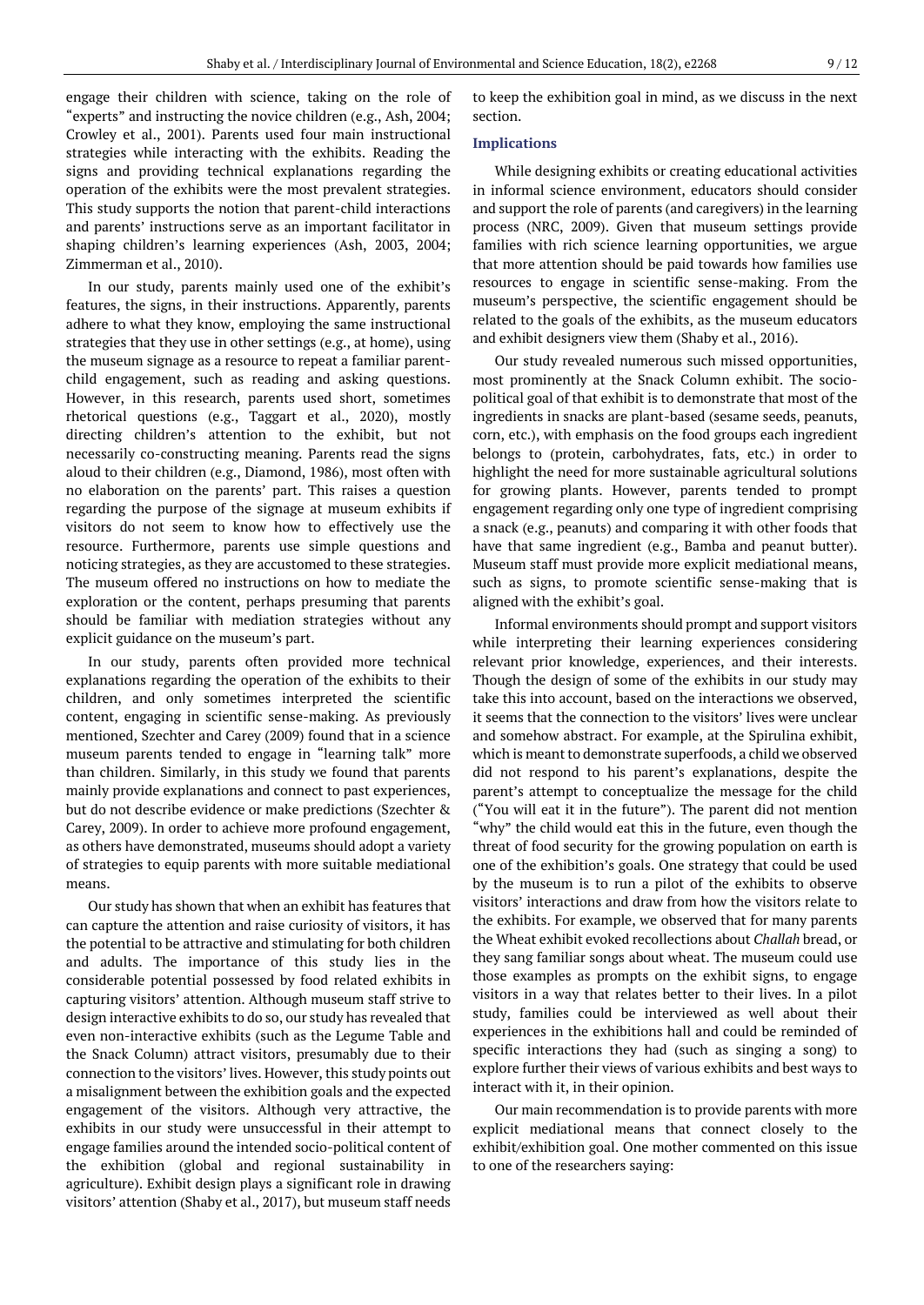engage their children with science, taking on the role of "experts" and instructing the novice children (e.g., Ash, 2004; Crowley et al., 2001). Parents used four main instructional strategies while interacting with the exhibits. Reading the signs and providing technical explanations regarding the operation of the exhibits were the most prevalent strategies. This study supports the notion that parent-child interactions and parents' instructions serve as an important facilitator in shaping children's learning experiences (Ash, 2003, 2004; Zimmerman et al., 2010).

In our study, parents mainly used one of the exhibit's features, the signs, in their instructions. Apparently, parents adhere to what they know, employing the same instructional strategies that they use in other settings (e.g., at home), using the museum signage as a resource to repeat a familiar parent-child engagement, such as reading and asking questions. However, in this research, parents used short, sometimes rhetorical questions (e.g., Taggart et al., 2020), mostly directing children's attention to the exhibit, but not necessarily co-constructing meaning. Parents read the signs aloud to their children (e.g., Diamond, 1986), most often with no elaboration on the parents' part. This raises a question regarding the purpose of the signage at museum exhibits if visitors do not seem to know how to effectively use the resource. Furthermore, parents use simple questions and noticing strategies, as they are accustomed to these strategies. The museum offered no instructions on how to mediate the exploration or the content, perhaps presuming that parents should be familiar with mediation strategies without any explicit guidance on the museum's part.

In our study, parents often provided more technical explanations regarding the operation of the exhibits to their children, and only sometimes interpreted the scientific content, engaging in scientific sense-making. As previously mentioned, Szechter and Carey (2009) found that in a science museum parents tended to engage in "learning talk" more than children. Similarly, in this study we found that parents mainly provide explanations and connect to past experiences, but do not describe evidence or make predictions (Szechter & Carey, 2009). In order to achieve more profound engagement, as others have demonstrated, museums should adopt a variety of strategies to equip parents with more suitable mediational means.

Our study has shown that when an exhibit has features that can capture the attention and raise curiosity of visitors, it has the potential to be attractive and stimulating for both children and adults. The importance of this study lies in the considerable potential possessed by food related exhibits in capturing visitors' attention. Although museum staff strive to design interactive exhibits to do so, our study has revealed that even non-interactive exhibits (such as the Legume Table and the Snack Column) attract visitors, presumably due to their connection to the visitors' lives. However, this study points out a misalignment between the exhibition goals and the expected engagement of the visitors. Although very attractive, the exhibits in our study were unsuccessful in their attempt to engage families around the intended socio-political content of the exhibition (global and regional sustainability in agriculture). Exhibit design plays a significant role in drawing visitors' attention (Shaby et al., 2017), but museum staff needs to keep the exhibition goal in mind, as we discuss in the next section.

### Implications

While designing exhibits or creating educational activities in informal science environment, educators should consider and support the role of parents (and caregivers) in the learning process (NRC, 2009). Given that museum settings provide families with rich science learning opportunities, we argue that more attention should be paid towards how families use resources to engage in scientific sense-making. From the museum's perspective, the scientific engagement should be related to the goals of the exhibits, as the museum educators and exhibit designers view them (Shaby et al., 2016).

Our study revealed numerous such missed opportunities, most prominently at the Snack Column exhibit. The socio-political goal of that exhibit is to demonstrate that most of the ingredients in snacks are plant-based (sesame seeds, peanuts, corn, etc.), with emphasis on the food groups each ingredient belongs to (protein, carbohydrates, fats, etc.) in order to highlight the need for more sustainable agricultural solutions for growing plants. However, parents tended to prompt engagement regarding only one type of ingredient comprising a snack (e.g., peanuts) and comparing it with other foods that have that same ingredient (e.g., Bamba and peanut butter). Museum staff must provide more explicit mediational means, such as signs, to promote scientific sense-making that is aligned with the exhibit's goal.

Informal environments should prompt and support visitors while interpreting their learning experiences considering relevant prior knowledge, experiences, and their interests. Though the design of some of the exhibits in our study may take this into account, based on the interactions we observed, it seems that the connection to the visitors' lives were unclear and somehow abstract. For example, at the Spirulina exhibit, which is meant to demonstrate superfoods, a child we observed did not respond to his parent's explanations, despite the parent's attempt to conceptualize the message for the child ("You will eat it in the future"). The parent did not mention "why" the child would eat this in the future, even though the threat of food security for the growing population on earth is one of the exhibition's goals. One strategy that could be used by the museum is to run a pilot of the exhibits to observe visitors' interactions and draw from how the visitors relate to the exhibits. For example, we observed that for many parents the Wheat exhibit evoked recollections about *Challah* bread, or they sang familiar songs about wheat. The museum could use those examples as prompts on the exhibit signs, to engage visitors in a way that relates better to their lives. In a pilot study, families could be interviewed as well about their experiences in the exhibitions hall and could be reminded of specific interactions they had (such as singing a song) to explore further their views of various exhibits and best ways to interact with it, in their opinion.

Our main recommendation is to provide parents with more explicit mediational means that connect closely to the exhibit/exhibition goal. One mother commented on this issue to one of the researchers saying: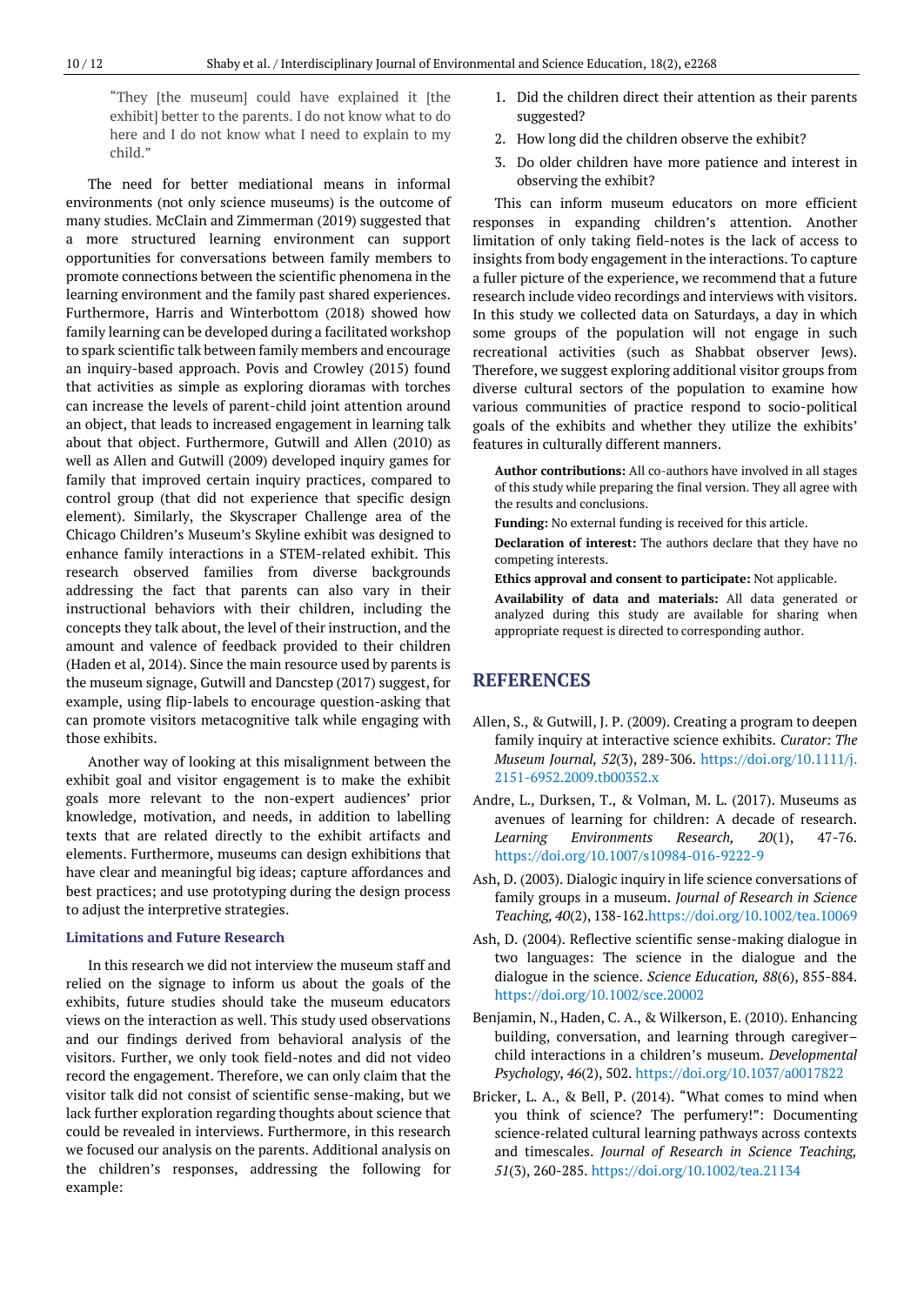"They [the museum] could have explained it [the exhibit] better to the parents. I do not know what to do here and I do not know what I need to explain to my child."

The need for better mediational means in informal environments (not only science museums) is the outcome of many studies. McClain and Zimmerman (2019) suggested that a more structured learning environment can support opportunities for conversations between family members to promote connections between the scientific phenomena in the learning environment and the family past shared experiences. Furthermore, Harris and Winterbottom (2018) showed how family learning can be developed during a facilitated workshop to spark scientific talk between family members and encourage an inquiry-based approach. Povis and Crowley (2015) found that activities as simple as exploring dioramas with torches can increase the levels of parent-child joint attention around an object, that leads to increased engagement in learning talk about that object. Furthermore, Gutwill and Allen (2010) as well as Allen and Gutwill (2009) developed inquiry games for family that improved certain inquiry practices, compared to control group (that did not experience that specific design element). Similarly, the Skyscraper Challenge area of the Chicago Children's Museum's Skyline exhibit was designed to enhance family interactions in a STEM-related exhibit. This research observed families from diverse backgrounds addressing the fact that parents can also vary in their instructional behaviors with their children, including the concepts they talk about, the level of their instruction, and the amount and valence of feedback provided to their children (Haden et al, 2014). Since the main resource used by parents is the museum signage, Gutwill and Dancstep (2017) suggest, for example, using flip-labels to encourage question-asking that can promote visitors metacognitive talk while engaging with those exhibits.

Another way of looking at this misalignment between the exhibit goal and visitor engagement is to make the exhibit goals more relevant to the non-expert audiences' prior knowledge, motivation, and needs, in addition to labelling texts that are related directly to the exhibit artifacts and elements. Furthermore, museums can design exhibitions that have clear and meaningful big ideas; capture affordances and best practices; and use prototyping during the design process to adjust the interpretive strategies.

### Limitations and Future Research

In this research we did not interview the museum staff and relied on the signage to inform us about the goals of the exhibits, future studies should take the museum educators views on the interaction as well. This study used observations and our findings derived from behavioral analysis of the visitors. Further, we only took field-notes and did not video record the engagement. Therefore, we can only claim that the visitor talk did not consist of scientific sense-making, but we lack further exploration regarding thoughts about science that could be revealed in interviews. Furthermore, in this research we focused our analysis on the parents. Additional analysis on the children's responses, addressing the following for example:

1. Did the children direct their attention as their parents suggested?
2. How long did the children observe the exhibit?
3. Do older children have more patience and interest in observing the exhibit?

This can inform museum educators on more efficient responses in expanding children's attention. Another limitation of only taking field-notes is the lack of access to insights from body engagement in the interactions. To capture a fuller picture of the experience, we recommend that a future research include video recordings and interviews with visitors. In this study we collected data on Saturdays, a day in which some groups of the population will not engage in such recreational activities (such as Shabbat observer Jews). Therefore, we suggest exploring additional visitor groups from diverse cultural sectors of the population to examine how various communities of practice respond to socio-political goals of the exhibits and whether they utilize the exhibits' features in culturally different manners.

**Author contributions:** All co-authors have involved in all stages of this study while preparing the final version. They all agree with the results and conclusions.

**Funding:** No external funding is received for this article.

**Declaration of interest:** The authors declare that they have no competing interests.

**Ethics approval and consent to participate:** Not applicable.

**Availability of data and materials:** All data generated or analyzed during this study are available for sharing when appropriate request is directed to corresponding author.

## REFERENCES

Allen, S., & Gutwill, J. P. (2009). Creating a program to deepen family inquiry at interactive science exhibits. *Curator: The Museum Journal, 52*(3), 289-306. https://doi.org/10.1111/j.2151-6952.2009.tb00352.x

Andre, L., Durksen, T., & Volman, M. L. (2017). Museums as avenues of learning for children: A decade of research. *Learning Environments Research, 20*(1), 47-76. https://doi.org/10.1007/s10984-016-9222-9

Ash, D. (2003). Dialogic inquiry in life science conversations of family groups in a museum. *Journal of Research in Science Teaching, 40*(2), 138-162.https://doi.org/10.1002/tea.10069

Ash, D. (2004). Reflective scientific sense-making dialogue in two languages: The science in the dialogue and the dialogue in the science. *Science Education, 88*(6), 855-884. https://doi.org/10.1002/sce.20002

Benjamin, N., Haden, C. A., & Wilkerson, E. (2010). Enhancing building, conversation, and learning through caregiver–child interactions in a children's museum. *Developmental Psychology, 46*(2), 502. https://doi.org/10.1037/a0017822

Bricker, L. A., & Bell, P. (2014). "What comes to mind when you think of science? The perfumery!": Documenting science-related cultural learning pathways across contexts and timescales. *Journal of Research in Science Teaching, 51*(3), 260-285. https://doi.org/10.1002/tea.21134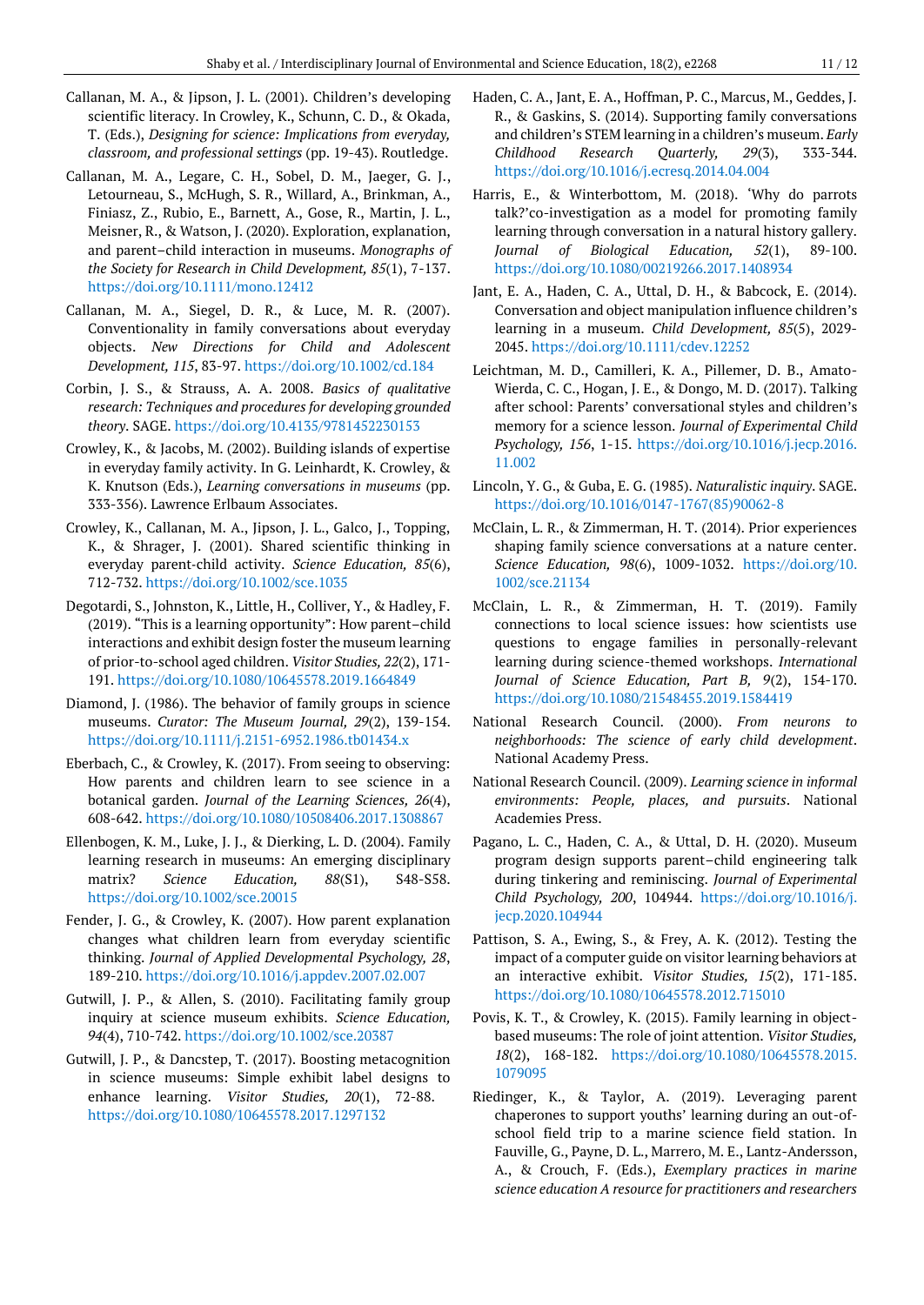Callanan, M. A., & Jipson, J. L. (2001). Children's developing scientific literacy. In Crowley, K., Schunn, C. D., & Okada, T. (Eds.), *Designing for science: Implications from everyday, classroom, and professional settings* (pp. 19-43). Routledge.

Callanan, M. A., Legare, C. H., Sobel, D. M., Jaeger, G. J., Letourneau, S., McHugh, S. R., Willard, A., Brinkman, A., Finiasz, Z., Rubio, E., Barnett, A., Gose, R., Martin, J. L., Meisner, R., & Watson, J. (2020). Exploration, explanation, and parent–child interaction in museums. *Monographs of the Society for Research in Child Development, 85*(1), 7-137. https://doi.org/10.1111/mono.12412

Callanan, M. A., Siegel, D. R., & Luce, M. R. (2007). Conventionality in family conversations about everyday objects. *New Directions for Child and Adolescent Development, 115*, 83-97. https://doi.org/10.1002/cd.184

Corbin, J. S., & Strauss, A. A. 2008. *Basics of qualitative research: Techniques and procedures for developing grounded theory*. SAGE. https://doi.org/10.4135/9781452230153

Crowley, K., & Jacobs, M. (2002). Building islands of expertise in everyday family activity. In G. Leinhardt, K. Crowley, & K. Knutson (Eds.), *Learning conversations in museums* (pp. 333-356). Lawrence Erlbaum Associates.

Crowley, K., Callanan, M. A., Jipson, J. L., Galco, J., Topping, K., & Shrager, J. (2001). Shared scientific thinking in everyday parent-child activity. *Science Education, 85*(6), 712-732. https://doi.org/10.1002/sce.1035

Degotardi, S., Johnston, K., Little, H., Colliver, Y., & Hadley, F. (2019). "This is a learning opportunity": How parent–child interactions and exhibit design foster the museum learning of prior-to-school aged children. *Visitor Studies, 22*(2), 171-191. https://doi.org/10.1080/10645578.2019.1664849

Diamond, J. (1986). The behavior of family groups in science museums. *Curator: The Museum Journal, 29*(2), 139-154. https://doi.org/10.1111/j.2151-6952.1986.tb01434.x

Eberbach, C., & Crowley, K. (2017). From seeing to observing: How parents and children learn to see science in a botanical garden. *Journal of the Learning Sciences, 26*(4), 608-642. https://doi.org/10.1080/10508406.2017.1308867

Ellenbogen, K. M., Luke, J. J., & Dierking, L. D. (2004). Family learning research in museums: An emerging disciplinary matrix? *Science Education, 88*(S1), S48-S58. https://doi.org/10.1002/sce.20015

Fender, J. G., & Crowley, K. (2007). How parent explanation changes what children learn from everyday scientific thinking. *Journal of Applied Developmental Psychology, 28*, 189-210. https://doi.org/10.1016/j.appdev.2007.02.007

Gutwill, J. P., & Allen, S. (2010). Facilitating family group inquiry at science museum exhibits. *Science Education, 94*(4), 710-742. https://doi.org/10.1002/sce.20387

Gutwill, J. P., & Dancstep, T. (2017). Boosting metacognition in science museums: Simple exhibit label designs to enhance learning. *Visitor Studies, 20*(1), 72-88. https://doi.org/10.1080/10645578.2017.1297132

Haden, C. A., Jant, E. A., Hoffman, P. C., Marcus, M., Geddes, J. R., & Gaskins, S. (2014). Supporting family conversations and children's STEM learning in a children's museum. *Early Childhood Research Quarterly, 29*(3), 333-344. https://doi.org/10.1016/j.ecresq.2014.04.004

Harris, E., & Winterbottom, M. (2018). 'Why do parrots talk?'co-investigation as a model for promoting family learning through conversation in a natural history gallery. *Journal of Biological Education, 52*(1), 89-100. https://doi.org/10.1080/00219266.2017.1408934

Jant, E. A., Haden, C. A., Uttal, D. H., & Babcock, E. (2014). Conversation and object manipulation influence children's learning in a museum. *Child Development, 85*(5), 2029-2045. https://doi.org/10.1111/cdev.12252

Leichtman, M. D., Camilleri, K. A., Pillemer, D. B., Amato-Wierda, C. C., Hogan, J. E., & Dongo, M. D. (2017). Talking after school: Parents' conversational styles and children's memory for a science lesson. *Journal of Experimental Child Psychology, 156*, 1-15. https://doi.org/10.1016/j.jecp.2016.11.002

Lincoln, Y. G., & Guba, E. G. (1985). *Naturalistic inquiry*. SAGE. https://doi.org/10.1016/0147-1767(85)90062-8

McClain, L. R., & Zimmerman, H. T. (2014). Prior experiences shaping family science conversations at a nature center. *Science Education, 98*(6), 1009-1032. https://doi.org/10.1002/sce.21134

McClain, L. R., & Zimmerman, H. T. (2019). Family connections to local science issues: how scientists use questions to engage families in personally-relevant learning during science-themed workshops. *International Journal of Science Education, Part B, 9*(2), 154-170. https://doi.org/10.1080/21548455.2019.1584419

National Research Council. (2000). *From neurons to neighborhoods: The science of early child development*. National Academy Press.

National Research Council. (2009). *Learning science in informal environments: People, places, and pursuits*. National Academies Press.

Pagano, L. C., Haden, C. A., & Uttal, D. H. (2020). Museum program design supports parent–child engineering talk during tinkering and reminiscing. *Journal of Experimental Child Psychology, 200*, 104944. https://doi.org/10.1016/j.jecp.2020.104944

Pattison, S. A., Ewing, S., & Frey, A. K. (2012). Testing the impact of a computer guide on visitor learning behaviors at an interactive exhibit. *Visitor Studies, 15*(2), 171-185. https://doi.org/10.1080/10645578.2012.715010

Povis, K. T., & Crowley, K. (2015). Family learning in object-based museums: The role of joint attention. *Visitor Studies, 18*(2), 168-182. https://doi.org/10.1080/10645578.2015.1079095

Riedinger, K., & Taylor, A. (2019). Leveraging parent chaperones to support youths' learning during an out-of-school field trip to a marine science field station. In Fauville, G., Payne, D. L., Marrero, M. E., Lantz-Andersson, A., & Crouch, F. (Eds.), *Exemplary practices in marine science education A resource for practitioners and researchers*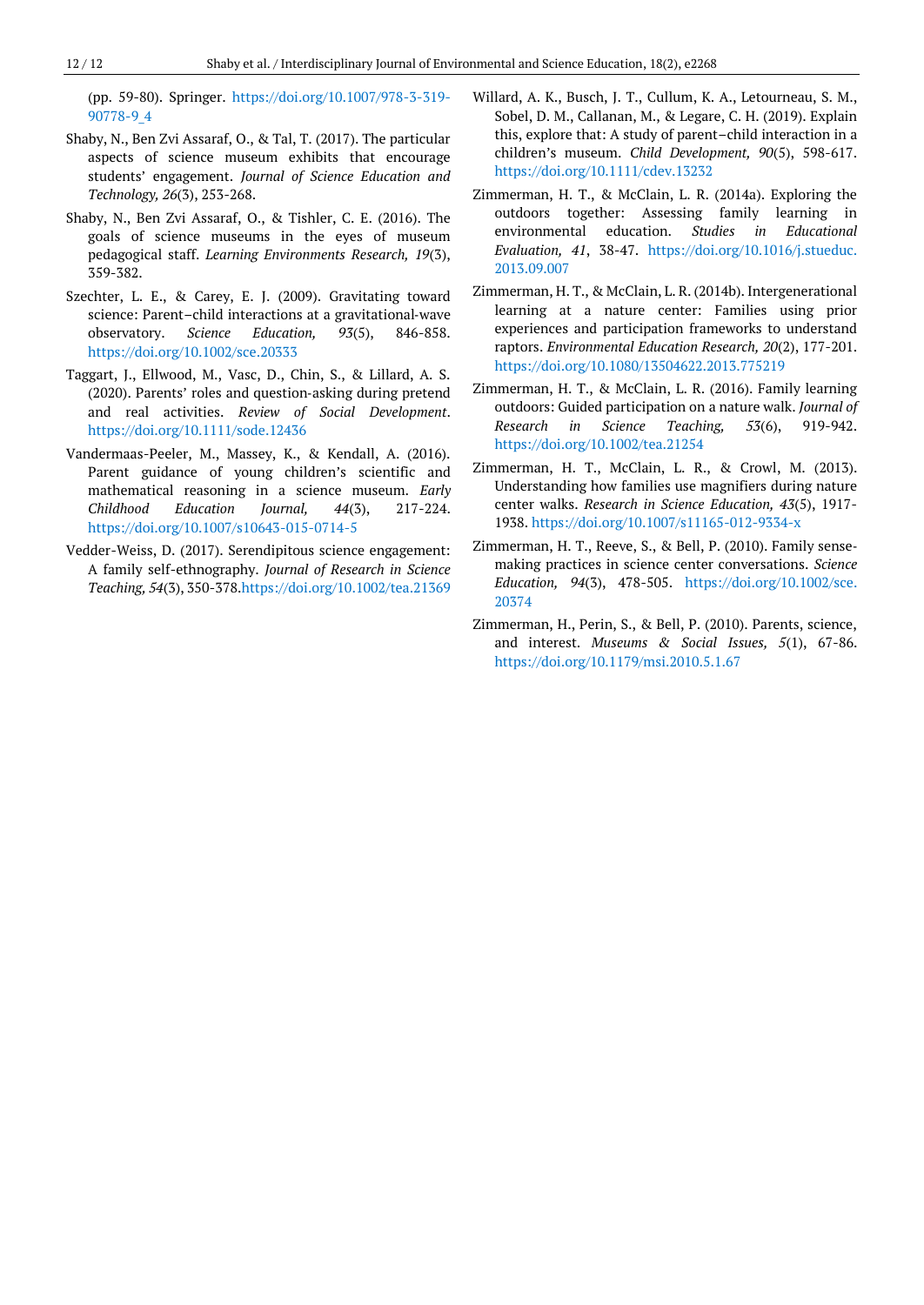(pp. 59-80). Springer. https://doi.org/10.1007/978-3-319-90778-9_4

Shaby, N., Ben Zvi Assaraf, O., & Tal, T. (2017). The particular aspects of science museum exhibits that encourage students' engagement. *Journal of Science Education and Technology, 26*(3), 253-268.

Shaby, N., Ben Zvi Assaraf, O., & Tishler, C. E. (2016). The goals of science museums in the eyes of museum pedagogical staff. *Learning Environments Research, 19*(3), 359-382.

Szechter, L. E., & Carey, E. J. (2009). Gravitating toward science: Parent–child interactions at a gravitational-wave observatory. *Science Education, 93*(5), 846-858. https://doi.org/10.1002/sce.20333

Taggart, J., Ellwood, M., Vasc, D., Chin, S., & Lillard, A. S. (2020). Parents' roles and question-asking during pretend and real activities. *Review of Social Development*. https://doi.org/10.1111/sode.12436

Vandermaas-Peeler, M., Massey, K., & Kendall, A. (2016). Parent guidance of young children's scientific and mathematical reasoning in a science museum. *Early Childhood Education Journal, 44*(3), 217-224. https://doi.org/10.1007/s10643-015-0714-5

Vedder-Weiss, D. (2017). Serendipitous science engagement: A family self-ethnography. *Journal of Research in Science Teaching, 54*(3), 350-378.https://doi.org/10.1002/tea.21369

Willard, A. K., Busch, J. T., Cullum, K. A., Letourneau, S. M., Sobel, D. M., Callanan, M., & Legare, C. H. (2019). Explain this, explore that: A study of parent–child interaction in a children's museum. *Child Development, 90*(5), 598-617. https://doi.org/10.1111/cdev.13232

Zimmerman, H. T., & McClain, L. R. (2014a). Exploring the outdoors together: Assessing family learning in environmental education. *Studies in Educational Evaluation, 41*, 38-47. https://doi.org/10.1016/j.stueduc.2013.09.007

Zimmerman, H. T., & McClain, L. R. (2014b). Intergenerational learning at a nature center: Families using prior experiences and participation frameworks to understand raptors. *Environmental Education Research, 20*(2), 177-201. https://doi.org/10.1080/13504622.2013.775219

Zimmerman, H. T., & McClain, L. R. (2016). Family learning outdoors: Guided participation on a nature walk. *Journal of Research in Science Teaching, 53*(6), 919-942. https://doi.org/10.1002/tea.21254

Zimmerman, H. T., McClain, L. R., & Crowl, M. (2013). Understanding how families use magnifiers during nature center walks. *Research in Science Education, 43*(5), 1917-1938. https://doi.org/10.1007/s11165-012-9334-x

Zimmerman, H. T., Reeve, S., & Bell, P. (2010). Family sense-making practices in science center conversations. *Science Education, 94*(3), 478-505. https://doi.org/10.1002/sce.20374

Zimmerman, H., Perin, S., & Bell, P. (2010). Parents, science, and interest. *Museums & Social Issues, 5*(1), 67-86. https://doi.org/10.1179/msi.2010.5.1.67